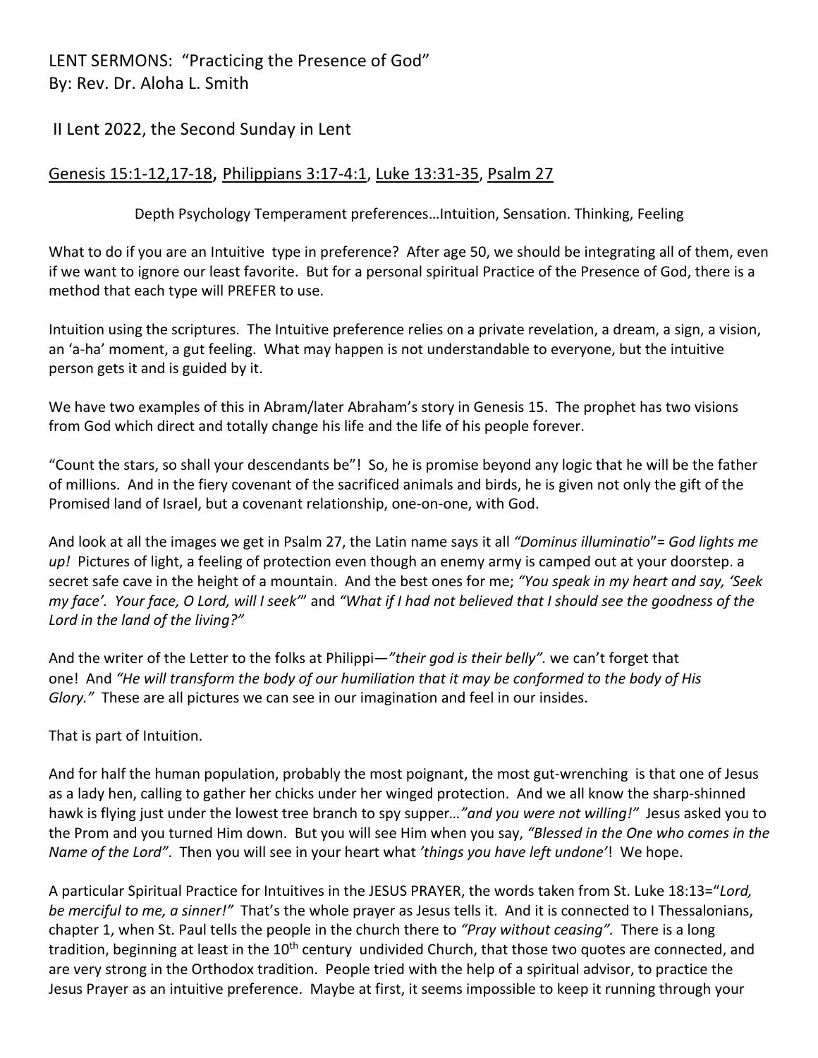LENT SERMONS: "Practicing the Presence of God"
By: Rev. Dr. Aloha L. Smith

II Lent 2022, the Second Sunday in Lent

Genesis 15:1-12,17-18, Philippians 3:17-4:1, Luke 13:31-35, Psalm 27

Depth Psychology Temperament preferences…Intuition, Sensation. Thinking, Feeling

What to do if you are an Intuitive type in preference? After age 50, we should be integrating all of them, even if we want to ignore our least favorite. But for a personal spiritual Practice of the Presence of God, there is a method that each type will PREFER to use.

Intuition using the scriptures. The Intuitive preference relies on a private revelation, a dream, a sign, a vision, an 'a-ha' moment, a gut feeling. What may happen is not understandable to everyone, but the intuitive person gets it and is guided by it.

We have two examples of this in Abram/later Abraham's story in Genesis 15. The prophet has two visions from God which direct and totally change his life and the life of his people forever.

"Count the stars, so shall your descendants be"! So, he is promise beyond any logic that he will be the father of millions. And in the fiery covenant of the sacrificed animals and birds, he is given not only the gift of the Promised land of Israel, but a covenant relationship, one-on-one, with God.

And look at all the images we get in Psalm 27, the Latin name says it all *"Dominus illuminatio"= God lights me up!* Pictures of light, a feeling of protection even though an enemy army is camped out at your doorstep. a secret safe cave in the height of a mountain. And the best ones for me; *"You speak in my heart and say, 'Seek my face'. Your face, O Lord, will I seek'"* and *"What if I had not believed that I should see the goodness of the Lord in the land of the living?"*

And the writer of the Letter to the folks at Philippi—*"their god is their belly".* we can't forget that one! And *"He will transform the body of our humiliation that it may be conformed to the body of His Glory."* These are all pictures we can see in our imagination and feel in our insides.

That is part of Intuition.

And for half the human population, probably the most poignant, the most gut-wrenching is that one of Jesus as a lady hen, calling to gather her chicks under her winged protection. And we all know the sharp-shinned hawk is flying just under the lowest tree branch to spy supper…*"and you were not willing!"* Jesus asked you to the Prom and you turned Him down. But you will see Him when you say, *"Blessed in the One who comes in the Name of the Lord"*. Then you will see in your heart what *'things you have left undone'*! We hope.

A particular Spiritual Practice for Intuitives in the JESUS PRAYER, the words taken from St. Luke 18:13="*Lord, be merciful to me, a sinner!"* That's the whole prayer as Jesus tells it. And it is connected to I Thessalonians, chapter 1, when St. Paul tells the people in the church there to *"Pray without ceasing".* There is a long tradition, beginning at least in the 10th century undivided Church, that those two quotes are connected, and are very strong in the Orthodox tradition. People tried with the help of a spiritual advisor, to practice the Jesus Prayer as an intuitive preference. Maybe at first, it seems impossible to keep it running through your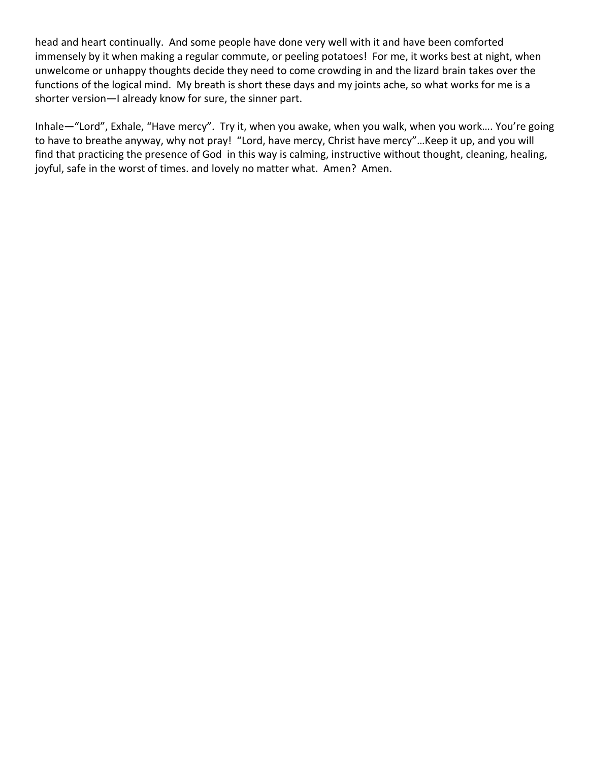head and heart continually. And some people have done very well with it and have been comforted immensely by it when making a regular commute, or peeling potatoes! For me, it works best at night, when unwelcome or unhappy thoughts decide they need to come crowding in and the lizard brain takes over the functions of the logical mind. My breath is short these days and my joints ache, so what works for me is a shorter version—I already know for sure, the sinner part.

Inhale—"Lord", Exhale, "Have mercy". Try it, when you awake, when you walk, when you work…. You're going to have to breathe anyway, why not pray! "Lord, have mercy, Christ have mercy"…Keep it up, and you will find that practicing the presence of God in this way is calming, instructive without thought, cleaning, healing, joyful, safe in the worst of times. and lovely no matter what. Amen? Amen.